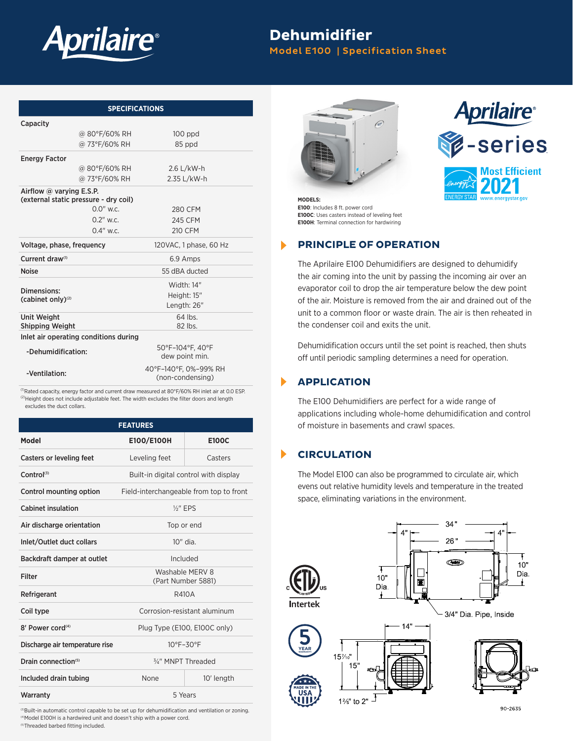# Dehumidifier

**Model E100 | Specification Sheet**

## SPECIFICATIONS

| | | |
|---|---|---|
| **Capacity** | | |
| | @ 80°F/60% RH | 100 ppd |
| | @ 73°F/60% RH | 85 ppd |
| **Energy Factor** | | |
| | @ 80°F/60% RH | 2.6 L/kW-h |
| | @ 73°F/60% RH | 2.35 L/kW-h |
| **Airflow @ varying E.S.P. (external static pressure - dry coil)** | | |
| | 0.0" w.c. | 280 CFM |
| | 0.2" w.c. | 245 CFM |
| | 0.4" w.c. | 210 CFM |
| **Voltage, phase, frequency** | | 120VAC, 1 phase, 60 Hz |
| **Current draw**[1] | | 6.9 Amps |
| **Noise** | | 55 dBA ducted |
| **Dimensions: (cabinet only)**[2] | | Width: 14" Height: 15" Length: 26" |
| **Unit Weight** | | 64 lbs. |
| **Shipping Weight** | | 82 lbs. |
| **Inlet air operating conditions during** | | |
| -Dehumidification: | | 50°F–104°F, 40°F dew point min. |
| -Ventilation: | | 40°F–140°F, 0%–99% RH (non-condensing) |

[1]Rated capacity, energy factor and current draw measured at 80°F/60% RH inlet air at 0.0 ESP.
[2]Height does not include adjustable feet. The width excludes the filter doors and length excludes the duct collars.

## FEATURES

| Model | E100/E100H | E100C |
|---|---|---|
| Casters or leveling feet | Leveling feet | Casters |
| Control[3] | Built-in digital control with display | |
| Control mounting option | Field-interchangeable from top to front | |
| Cabinet insulation | ½" EPS | |
| Air discharge orientation | Top or end | |
| Inlet/Outlet duct collars | 10" dia. | |
| Backdraft damper at outlet | Included | |
| Filter | Washable MERV 8 (Part Number 5881) | |
| Refrigerant | R410A | |
| Coil type | Corrosion-resistant aluminum | |
| 8' Power cord[4] | Plug Type (E100, E100C only) | |
| Discharge air temperature rise | 10°F–30°F | |
| Drain connection[5] | ¾" MNPT Threaded | |
| Included drain tubing | None | 10' length |
| Warranty | 5 Years | |

[3]Built-in automatic control capable to be set up for dehumidification and ventilation or zoning.
[4]Model E100H is a hardwired unit and doesn't ship with a power cord.
[5]Threaded barbed fitting included.

**MODELS:**
**E100**: Includes 8 ft. power cord
**E100C**: Uses casters instead of leveling feet
**E100H**: Terminal connection for hardwiring

Aprilaire E-series

ENERGY STAR Most Efficient 2021 www.energystar.gov

## PRINCIPLE OF OPERATION

The Aprilaire E100 Dehumidifiers are designed to dehumidify the air coming into the unit by passing the incoming air over an evaporator coil to drop the air temperature below the dew point of the air. Moisture is removed from the air and drained out of the unit to a common floor or waste drain. The air is then reheated in the condenser coil and exits the unit.

Dehumidification occurs until the set point is reached, then shuts off until periodic sampling determines a need for operation.

## APPLICATION

The E100 Dehumidifiers are perfect for a wide range of applications including whole-home dehumidification and control of moisture in basements and crawl spaces.

## CIRCULATION

The Model E100 can also be programmed to circulate air, which evens out relative humidity levels and temperature in the treated space, eliminating variations in the environment.

34" | 26" | 4" | 4" | 10" Dia. | 10" Dia. | 3/4" Dia. Pipe, Inside | 14" | 15⁷⁄₁₀" | 15" | 1⅗" to 2"

ETL Listed Intertek | 5 Year Warranty | Made in the USA

90-2635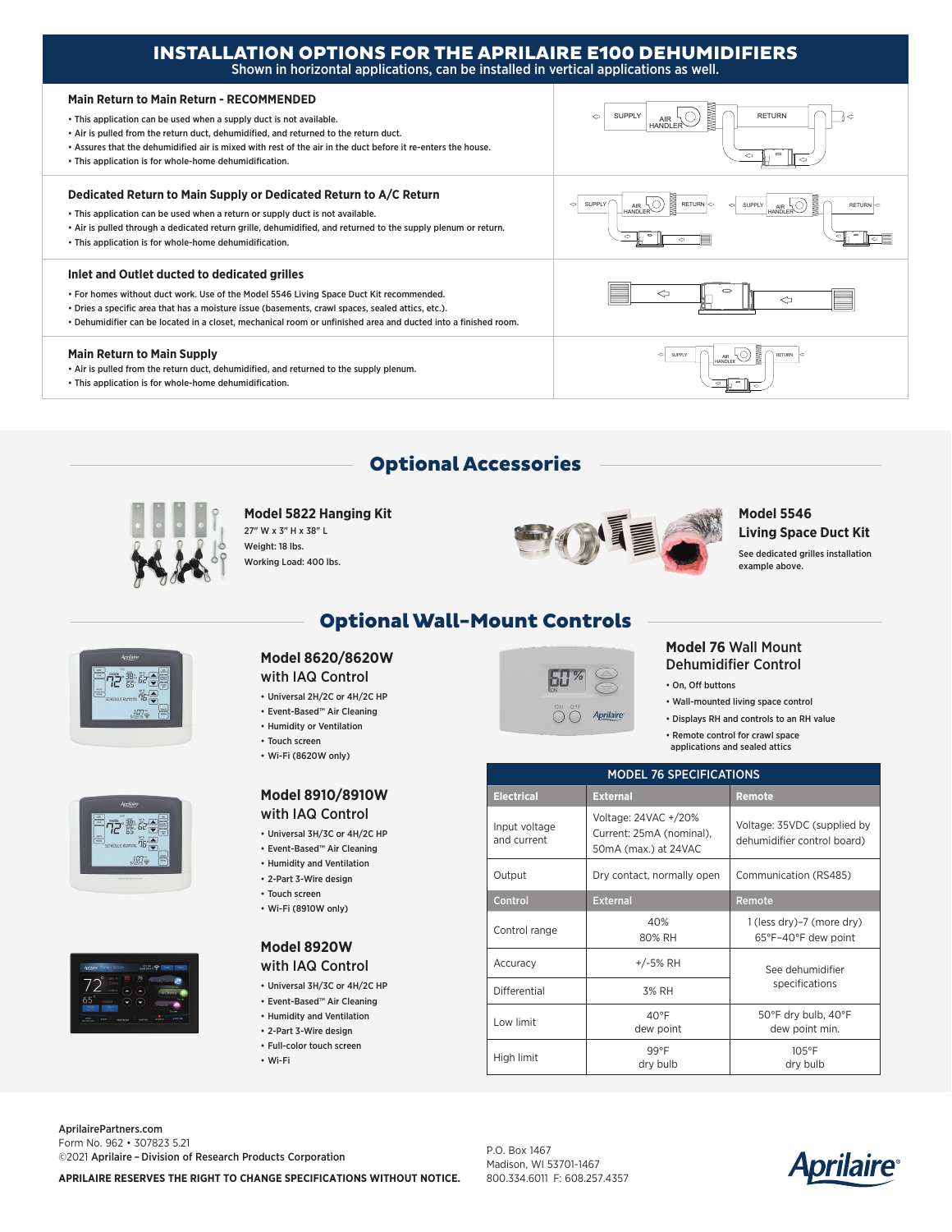# INSTALLATION OPTIONS FOR THE APRILAIRE E100 DEHUMIDIFIERS

Shown in horizontal applications, can be installed in vertical applications as well.

### Main Return to Main Return - RECOMMENDED

- This application can be used when a supply duct is not available.
- Air is pulled from the return duct, dehumidified, and returned to the return duct.
- Assures that the dehumidified air is mixed with rest of the air in the duct before it re-enters the house.
- This application is for whole-home dehumidification.

SUPPLY
AIR HANDLER
RETURN

### Dedicated Return to Main Supply or Dedicated Return to A/C Return

- This application can be used when a return or supply duct is not available.
- Air is pulled through a dedicated return grille, dehumidified, and returned to the supply plenum or return.
- This application is for whole-home dehumidification.

SUPPLY
AIR HANDLER
RETURN
SUPPLY
AIR HANDLER
RETURN

### Inlet and Outlet ducted to dedicated grilles

- For homes without duct work. Use of the Model 5546 Living Space Duct Kit recommended.
- Dries a specific area that has a moisture issue (basements, crawl spaces, sealed attics, etc.).
- Dehumidifier can be located in a closet, mechanical room or unfinished area and ducted into a finished room.

### Main Return to Main Supply

- Air is pulled from the return duct, dehumidified, and returned to the supply plenum.
- This application is for whole-home dehumidification.

SUPPLY
AIR HANDLER
RETURN

## Optional Accessories

### Model 5822 Hanging Kit

27" W x 3" H x 38" L
Weight: 18 lbs.
Working Load: 400 lbs.

### Model 5546 Living Space Duct Kit

See dedicated grilles installation example above.

## Optional Wall-Mount Controls

### Model 8620/8620W with IAQ Control

- Universal 2H/2C or 4H/2C HP
- Event-Based™ Air Cleaning
- Humidity or Ventilation
- Touch screen
- Wi-Fi (8620W only)

### Model 8910/8910W with IAQ Control

- Universal 3H/3C or 4H/2C HP
- Event-Based™ Air Cleaning
- Humidity and Ventilation
- 2-Part 3-Wire design
- Touch screen
- Wi-Fi (8910W only)

### Model 8920W with IAQ Control

- Universal 3H/3C or 4H/2C HP
- Event-Based™ Air Cleaning
- Humidity and Ventilation
- 2-Part 3-Wire design
- Full-color touch screen
- Wi-Fi

### Model 76 Wall Mount Dehumidifier Control

- On, Off buttons
- Wall-mounted living space control
- Displays RH and controls to an RH value
- Remote control for crawl space applications and sealed attics

**MODEL 76 SPECIFICATIONS**

| Electrical | External | Remote |
|---|---|---|
| Input voltage and current | Voltage: 24VAC +/20% Current: 25mA (nominal), 50mA (max.) at 24VAC | Voltage: 35VDC (supplied by dehumidifier control board) |
| Output | Dry contact, normally open | Communication (RS485) |
| **Control** | **External** | **Remote** |
| Control range | 40% 80% RH | 1 (less dry)–7 (more dry) 65°F–40°F dew point |
| Accuracy | +/-5% RH | See dehumidifier specifications |
| Differential | 3% RH | |
| Low limit | 40°F dew point | 50°F dry bulb, 40°F dew point min. |
| High limit | 99°F dry bulb | 105°F dry bulb |

AprilairePartners.com
Form No. 962 • 307823 5.21
©2021 **Aprilaire – Division of Research Products Corporation**

**APRILAIRE RESERVES THE RIGHT TO CHANGE SPECIFICATIONS WITHOUT NOTICE.**

P.O. Box 1467
Madison, WI 53701-1467
800.334.6011 F: 608.257.4357

Aprilaire®